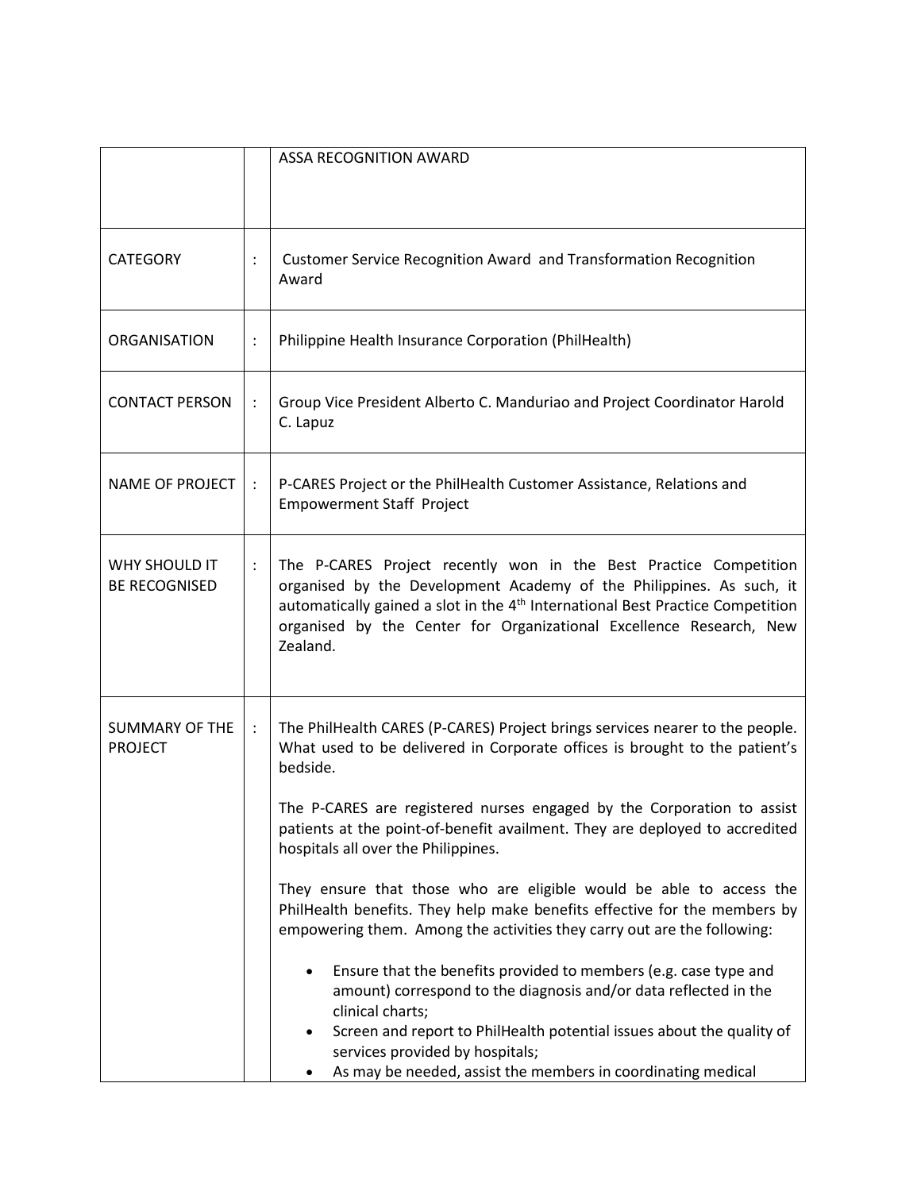| | | ASSA RECOGNITION AWARD |
|---|---|---|
| CATEGORY | : | Customer Service Recognition Award and Transformation Recognition Award |
| ORGANISATION | : | Philippine Health Insurance Corporation (PhilHealth) |
| CONTACT PERSON | : | Group Vice President Alberto C. Manduriao and Project Coordinator Harold C. Lapuz |
| NAME OF PROJECT | : | P-CARES Project or the PhilHealth Customer Assistance, Relations and Empowerment Staff Project |
| WHY SHOULD IT BE RECOGNISED | : | The P-CARES Project recently won in the Best Practice Competition organised by the Development Academy of the Philippines. As such, it automatically gained a slot in the 4th International Best Practice Competition organised by the Center for Organizational Excellence Research, New Zealand. |
| SUMMARY OF THE PROJECT | : | The PhilHealth CARES (P-CARES) Project brings services nearer to the people. What used to be delivered in Corporate offices is brought to the patient's bedside.<br><br>The P-CARES are registered nurses engaged by the Corporation to assist patients at the point-of-benefit availment. They are deployed to accredited hospitals all over the Philippines.<br><br>They ensure that those who are eligible would be able to access the PhilHealth benefits. They help make benefits effective for the members by empowering them. Among the activities they carry out are the following:<br><br>• Ensure that the benefits provided to members (e.g. case type and amount) correspond to the diagnosis and/or data reflected in the clinical charts;<br>• Screen and report to PhilHealth potential issues about the quality of services provided by hospitals;<br>• As may be needed, assist the members in coordinating medical |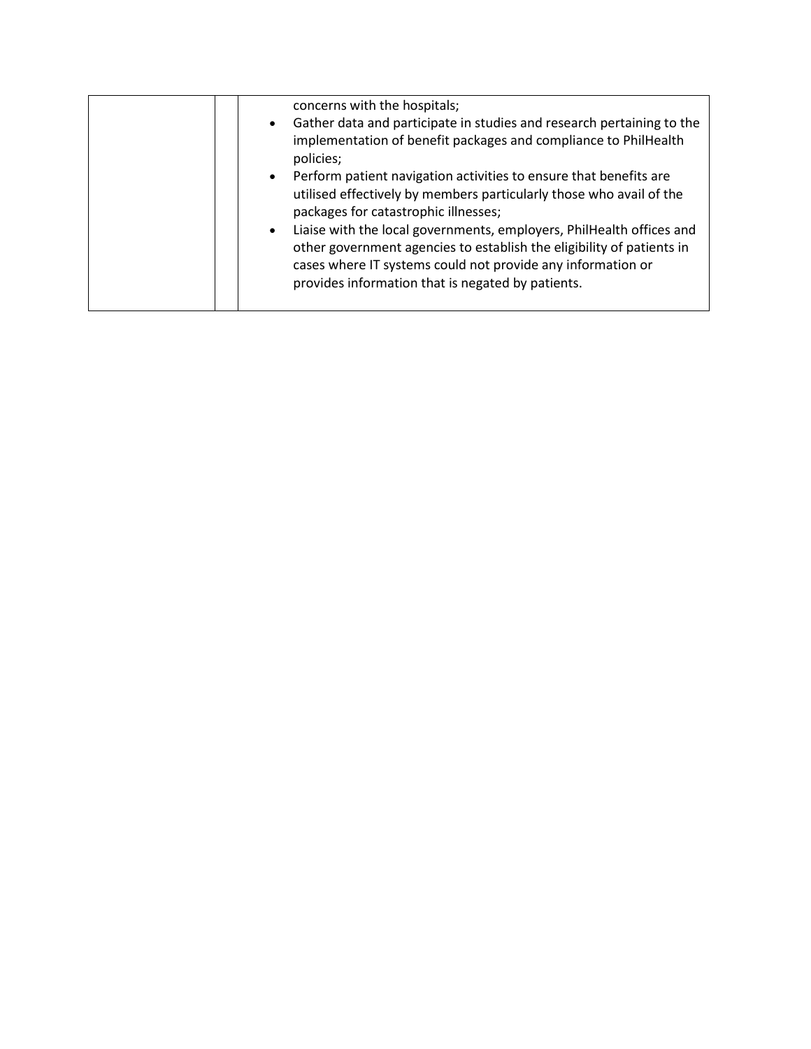| | | |
|---|---|---|
| | | concerns with the hospitals;<br>• Gather data and participate in studies and research pertaining to the implementation of benefit packages and compliance to PhilHealth policies;<br>• Perform patient navigation activities to ensure that benefits are utilised effectively by members particularly those who avail of the packages for catastrophic illnesses;<br>• Liaise with the local governments, employers, PhilHealth offices and other government agencies to establish the eligibility of patients in cases where IT systems could not provide any information or provides information that is negated by patients. |